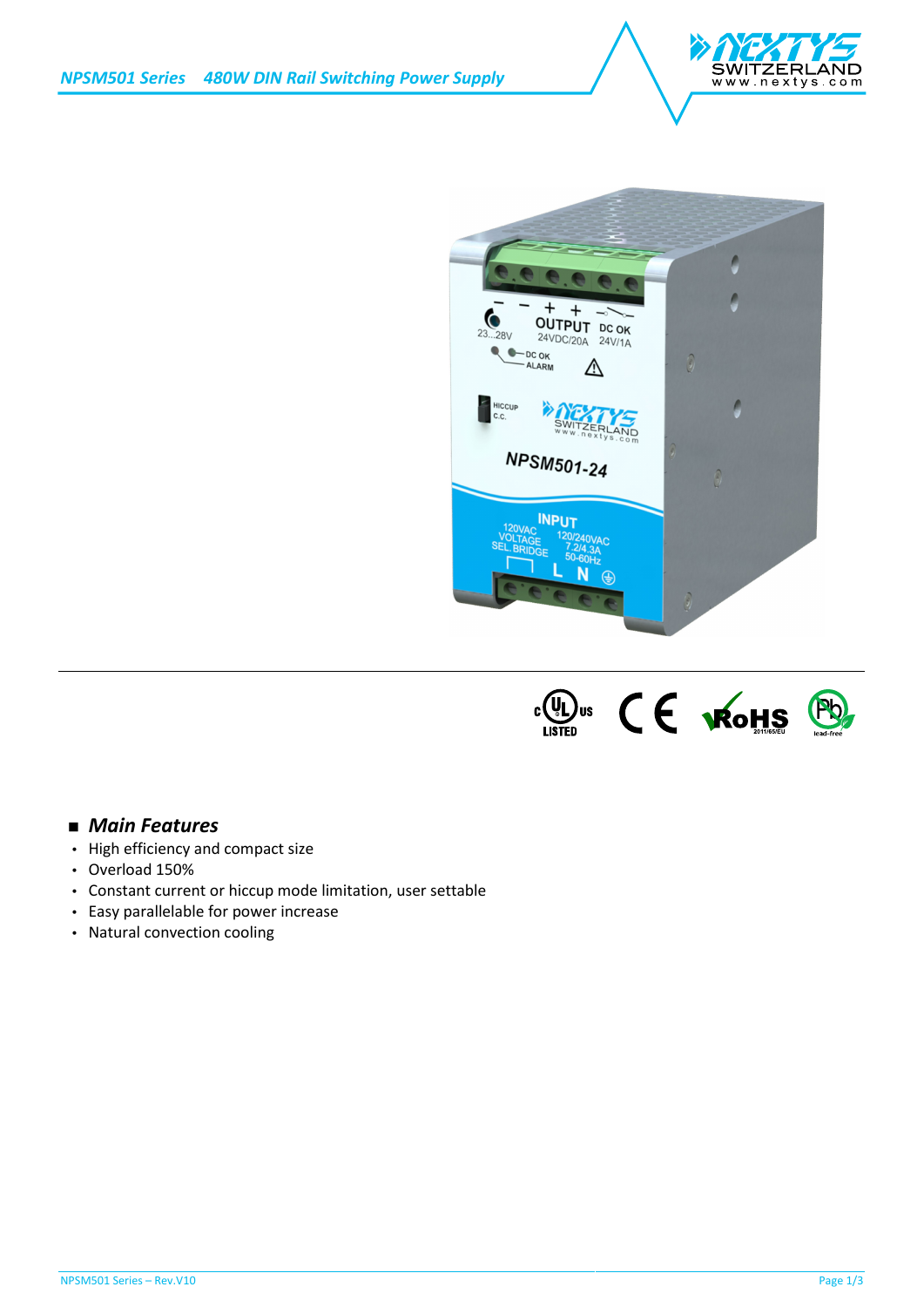# NPSM501 Series 480W DIN Rail Switching Power Supply

## Main Features

- High efficiency and compact size
- Overload 150%
- Constant current or hiccup mode limitation, user settable
- Easy parallelable for power increase
- Natural convection cooling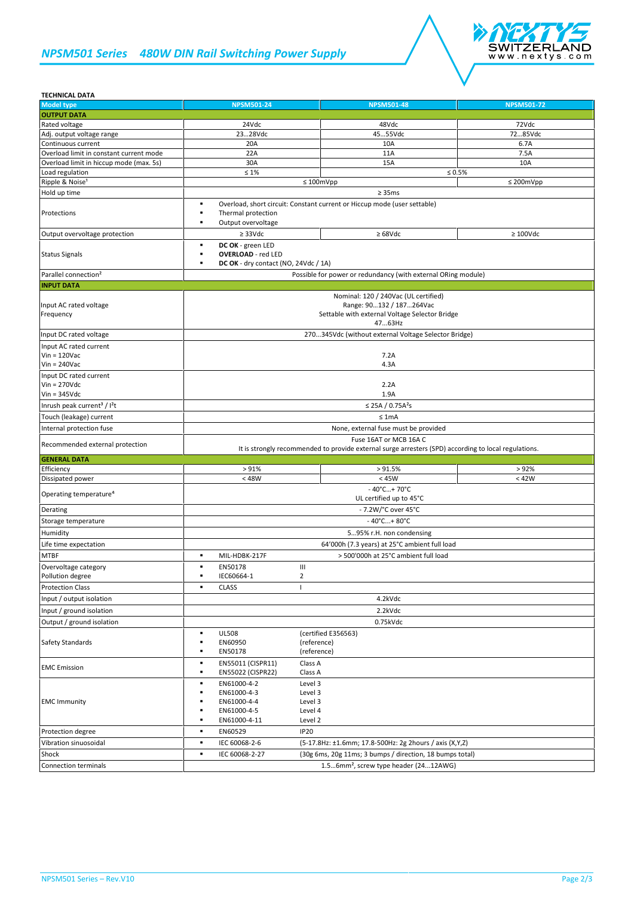# NPSM501 Series 480W DIN Rail Switching Power Supply

**TECHNICAL DATA**

| Model type | NPSM501-24 | NPSM501-48 | NPSM501-72 |
|---|---|---|---|
| **OUTPUT DATA** | | | |
| Rated voltage | 24Vdc | 48Vdc | 72Vdc |
| Adj. output voltage range | 23…28Vdc | 45…55Vdc | 72…85Vdc |
| Continuous current | 20A | 10A | 6.7A |
| Overload limit in constant current mode | 22A | 11A | 7.5A |
| Overload limit in hiccup mode (max. 5s) | 30A | 15A | 10A |
| Load regulation | ≤ 1% | ≤ 0.5% | |
| Ripple & Noise[1] | ≤ 100mVpp | | ≤ 200mVpp |
| Hold up time | ≥ 35ms | | |
| Protections | ▪ Overload, short circuit: Constant current or Hiccup mode (user settable)<br>▪ Thermal protection<br>▪ Output overvoltage | | |
| Output overvoltage protection | ≥ 33Vdc | ≥ 68Vdc | ≥ 100Vdc |
| Status Signals | ▪ **DC OK** - green LED<br>▪ **OVERLOAD** - red LED<br>▪ **DC OK** - dry contact (NO, 24Vdc / 1A) | | |
| Parallel connection[2] | Possible for power or redundancy (with external ORing module) | | |
| **INPUT DATA** | | | |
| Input AC rated voltage<br>Frequency | Nominal: 120 / 240Vac (UL certified)<br>Range: 90…132 / 187…264Vac<br>Settable with external Voltage Selector Bridge<br>47…63Hz | | |
| Input DC rated voltage | 270…345Vdc (without external Voltage Selector Bridge) | | |
| Input AC rated current<br>Vin = 120Vac<br>Vin = 240Vac | 7.2A<br>4.3A | | |
| Input DC rated current<br>Vin = 270Vdc<br>Vin = 345Vdc | 2.2A<br>1.9A | | |
| Inrush peak current[3] / $I^2t$ | ≤ 25A / 0.75A²s | | |
| Touch (leakage) current | ≤ 1mA | | |
| Internal protection fuse | None, external fuse must be provided | | |
| Recommended external protection | Fuse 16AT or MCB 16A C<br>It is strongly recommended to provide external surge arresters (SPD) according to local regulations. | | |
| **GENERAL DATA** | | | |
| Efficiency | > 91% | > 91.5% | > 92% |
| Dissipated power | < 48W | < 45W | < 42W |
| Operating temperature[4] | - 40°C…+ 70°C<br>UL certified up to 45°C | | |
| Derating | - 7.2W/°C over 45°C | | |
| Storage temperature | - 40°C…+ 80°C | | |
| Humidity | 5…95% r.H. non condensing | | |
| Life time expectation | 64'000h (7.3 years) at 25°C ambient full load | | |
| MTBF | ▪ MIL-HDBK-217F — > 500'000h at 25°C ambient full load | | |
| Overvoltage category<br>Pollution degree | ▪ EN50178 — III<br>▪ IEC60664-1 — 2 | | |
| Protection Class | ▪ CLASS — I | | |
| Input / output isolation | 4.2kVdc | | |
| Input / ground isolation | 2.2kVdc | | |
| Output / ground isolation | 0.75kVdc | | |
| Safety Standards | ▪ UL508 (certified E356563)<br>▪ EN60950 (reference)<br>▪ EN50178 (reference) | | |
| EMC Emission | ▪ EN55011 (CISPR11) Class A<br>▪ EN55022 (CISPR22) Class A | | |
| EMC Immunity | ▪ EN61000-4-2 Level 3<br>▪ EN61000-4-3 Level 3<br>▪ EN61000-4-4 Level 3<br>▪ EN61000-4-5 Level 4<br>▪ EN61000-4-11 Level 2 | | |
| Protection degree | ▪ EN60529 IP20 | | |
| Vibration sinuosoidal | ▪ IEC 60068-2-6 (5-17.8Hz: ±1.6mm; 17.8-500Hz: 2g 2hours / axis (X,Y,Z) | | |
| Shock | ▪ IEC 60068-2-27 (30g 6ms, 20g 11ms; 3 bumps / direction, 18 bumps total) | | |
| Connection terminals | 1.5…6mm², screw type header (24…12AWG) | | |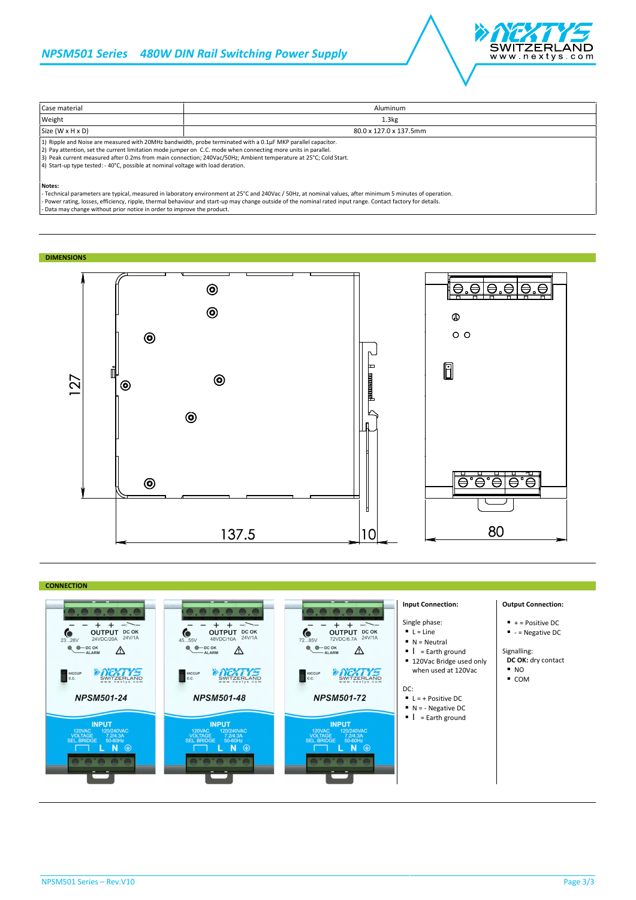| | |
|---|---|
| Case material | Aluminum |
| Weight | 1.3kg |
| Size (W x H x D) | 80.0 x 127.0 x 137.5mm |

1) Ripple and Noise are measured with 20MHz bandwidth, probe terminated with a 0.1µF MKP parallel capacitor.
2) Pay attention, set the current limitation mode jumper on C.C. mode when connecting more units in parallel.
3) Peak current measured after 0.2ms from main connection; 240Vac/50Hz; Ambient temperature at 25°C; Cold Start.
4) Start-up type tested: - 40°C, possible at nominal voltage with load deration.

**Notes:**
- Technical parameters are typical, measured in laboratory environment at 25°C and 240Vac / 50Hz, at nominal values, after minimum 5 minutes of operation.
- Power rating, losses, efficiency, ripple, thermal behaviour and start-up may change outside of the nominal rated input range. Contact factory for details.
- Data may change without prior notice in order to improve the product.

## DIMENSIONS

127

137.5

10

80

## CONNECTION

NPSM501-24

NPSM501-48

NPSM501-72

**Input Connection:**

Single phase:
- L = Line
- N = Neutral
- ⏚ = Earth ground
- 120Vac Bridge used only when used at 120Vac

DC:
- L = + Positive DC
- N = - Negative DC
- ⏚ = Earth ground

**Output Connection:**

- + = Positive DC
- - = Negative DC

Signalling:
**DC OK:** dry contact
- NO
- COM